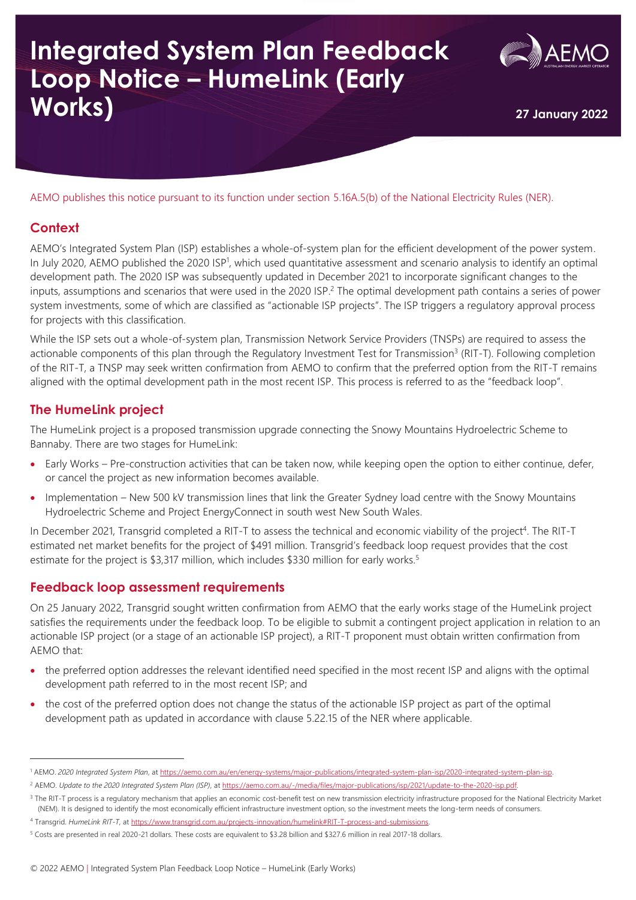# Integrated System Plan Feedback Loop Notice – HumeLink (Early Works)

**27 January 2022**

AEMO publishes this notice pursuant to its function under section 5.16A.5(b) of the National Electricity Rules (NER).

## Context

AEMO's Integrated System Plan (ISP) establishes a whole-of-system plan for the efficient development of the power system. In July 2020, AEMO published the 2020 ISP[1], which used quantitative assessment and scenario analysis to identify an optimal development path. The 2020 ISP was subsequently updated in December 2021 to incorporate significant changes to the inputs, assumptions and scenarios that were used in the 2020 ISP.[2] The optimal development path contains a series of power system investments, some of which are classified as "actionable ISP projects". The ISP triggers a regulatory approval process for projects with this classification.

While the ISP sets out a whole-of-system plan, Transmission Network Service Providers (TNSPs) are required to assess the actionable components of this plan through the Regulatory Investment Test for Transmission[3] (RIT-T). Following completion of the RIT-T, a TNSP may seek written confirmation from AEMO to confirm that the preferred option from the RIT-T remains aligned with the optimal development path in the most recent ISP. This process is referred to as the "feedback loop".

## The HumeLink project

The HumeLink project is a proposed transmission upgrade connecting the Snowy Mountains Hydroelectric Scheme to Bannaby. There are two stages for HumeLink:

- Early Works – Pre-construction activities that can be taken now, while keeping open the option to either continue, defer, or cancel the project as new information becomes available.
- Implementation – New 500 kV transmission lines that link the Greater Sydney load centre with the Snowy Mountains Hydroelectric Scheme and Project EnergyConnect in south west New South Wales.

In December 2021, Transgrid completed a RIT-T to assess the technical and economic viability of the project[4]. The RIT-T estimated net market benefits for the project of $491 million. Transgrid's feedback loop request provides that the cost estimate for the project is $3,317 million, which includes $330 million for early works.[5]

## Feedback loop assessment requirements

On 25 January 2022, Transgrid sought written confirmation from AEMO that the early works stage of the HumeLink project satisfies the requirements under the feedback loop. To be eligible to submit a contingent project application in relation to an actionable ISP project (or a stage of an actionable ISP project), a RIT-T proponent must obtain written confirmation from AEMO that:

- the preferred option addresses the relevant identified need specified in the most recent ISP and aligns with the optimal development path referred to in the most recent ISP; and
- the cost of the preferred option does not change the status of the actionable ISP project as part of the optimal development path as updated in accordance with clause 5.22.15 of the NER where applicable.

---

[1] AEMO. *2020 Integrated System Plan*, at https://aemo.com.au/en/energy-systems/major-publications/integrated-system-plan-isp/2020-integrated-system-plan-isp.

[2] AEMO. *Update to the 2020 Integrated System Plan (ISP)*, at https://aemo.com.au/-/media/files/major-publications/isp/2021/update-to-the-2020-isp.pdf.

[3] The RIT-T process is a regulatory mechanism that applies an economic cost-benefit test on new transmission electricity infrastructure proposed for the National Electricity Market (NEM). It is designed to identify the most economically efficient infrastructure investment option, so the investment meets the long-term needs of consumers.

[4] Transgrid. *HumeLink RIT-T*, at https://www.transgrid.com.au/projects-innovation/humelink#RIT-T-process-and-submissions.

[5] Costs are presented in real 2020-21 dollars. These costs are equivalent to $3.28 billion and $327.6 million in real 2017-18 dollars.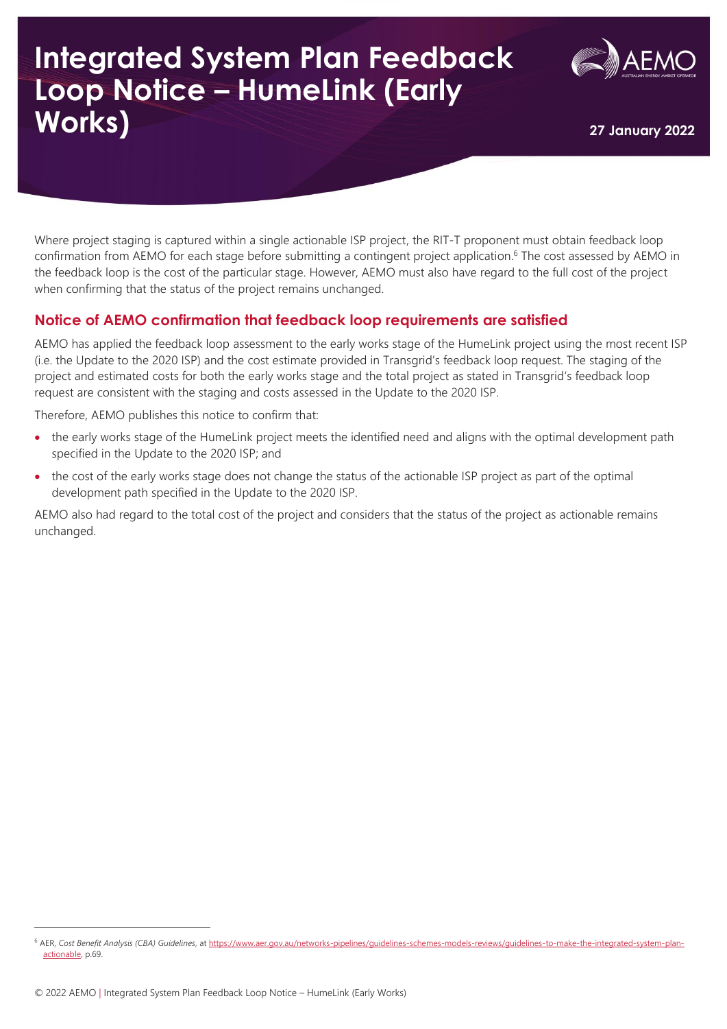Where project staging is captured within a single actionable ISP project, the RIT-T proponent must obtain feedback loop confirmation from AEMO for each stage before submitting a contingent project application.[6] The cost assessed by AEMO in the feedback loop is the cost of the particular stage. However, AEMO must also have regard to the full cost of the project when confirming that the status of the project remains unchanged.

## Notice of AEMO confirmation that feedback loop requirements are satisfied

AEMO has applied the feedback loop assessment to the early works stage of the HumeLink project using the most recent ISP (i.e. the Update to the 2020 ISP) and the cost estimate provided in Transgrid's feedback loop request. The staging of the project and estimated costs for both the early works stage and the total project as stated in Transgrid's feedback loop request are consistent with the staging and costs assessed in the Update to the 2020 ISP.

Therefore, AEMO publishes this notice to confirm that:

- the early works stage of the HumeLink project meets the identified need and aligns with the optimal development path specified in the Update to the 2020 ISP; and
- the cost of the early works stage does not change the status of the actionable ISP project as part of the optimal development path specified in the Update to the 2020 ISP.

AEMO also had regard to the total cost of the project and considers that the status of the project as actionable remains unchanged.

---

[6] AER, *Cost Benefit Analysis (CBA) Guidelines*, at https://www.aer.gov.au/networks-pipelines/guidelines-schemes-models-reviews/guidelines-to-make-the-integrated-system-plan-actionable, p.69.